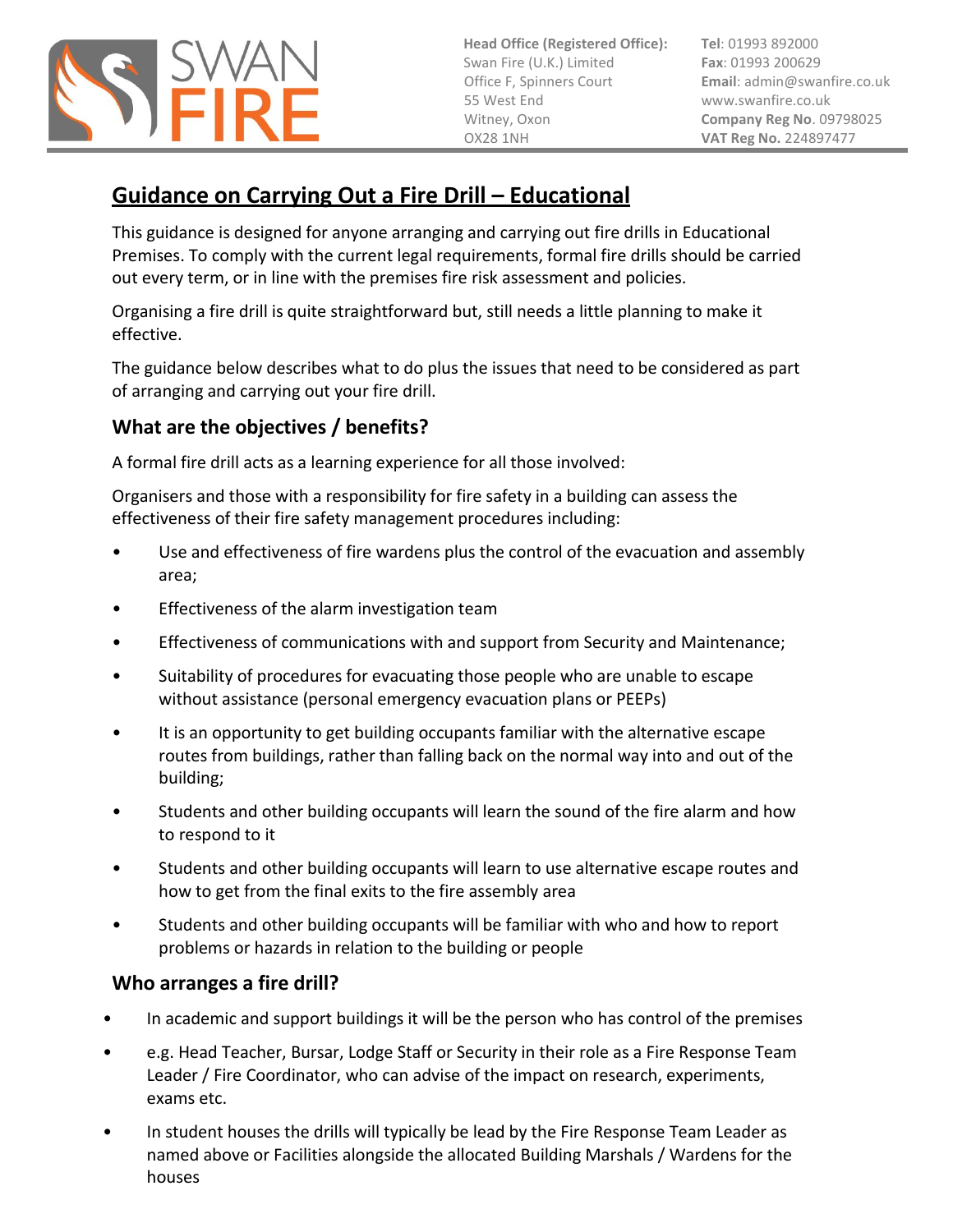**Head Office (Registered Office):**
Swan Fire (U.K.) Limited
Office F, Spinners Court
55 West End
Witney, Oxon
OX28 1NH

**Tel**: 01993 892000
**Fax**: 01993 200629
**Email**: admin@swanfire.co.uk
www.swanfire.co.uk
**Company Reg No**. 09798025
**VAT Reg No.** 224897477

# Guidance on Carrying Out a Fire Drill – Educational

This guidance is designed for anyone arranging and carrying out fire drills in Educational Premises. To comply with the current legal requirements, formal fire drills should be carried out every term, or in line with the premises fire risk assessment and policies.

Organising a fire drill is quite straightforward but, still needs a little planning to make it effective.

The guidance below describes what to do plus the issues that need to be considered as part of arranging and carrying out your fire drill.

## What are the objectives / benefits?

A formal fire drill acts as a learning experience for all those involved:

Organisers and those with a responsibility for fire safety in a building can assess the effectiveness of their fire safety management procedures including:

- Use and effectiveness of fire wardens plus the control of the evacuation and assembly area;
- Effectiveness of the alarm investigation team
- Effectiveness of communications with and support from Security and Maintenance;
- Suitability of procedures for evacuating those people who are unable to escape without assistance (personal emergency evacuation plans or PEEPs)
- It is an opportunity to get building occupants familiar with the alternative escape routes from buildings, rather than falling back on the normal way into and out of the building;
- Students and other building occupants will learn the sound of the fire alarm and how to respond to it
- Students and other building occupants will learn to use alternative escape routes and how to get from the final exits to the fire assembly area
- Students and other building occupants will be familiar with who and how to report problems or hazards in relation to the building or people

## Who arranges a fire drill?

- In academic and support buildings it will be the person who has control of the premises
- e.g. Head Teacher, Bursar, Lodge Staff or Security in their role as a Fire Response Team Leader / Fire Coordinator, who can advise of the impact on research, experiments, exams etc.
- In student houses the drills will typically be lead by the Fire Response Team Leader as named above or Facilities alongside the allocated Building Marshals / Wardens for the houses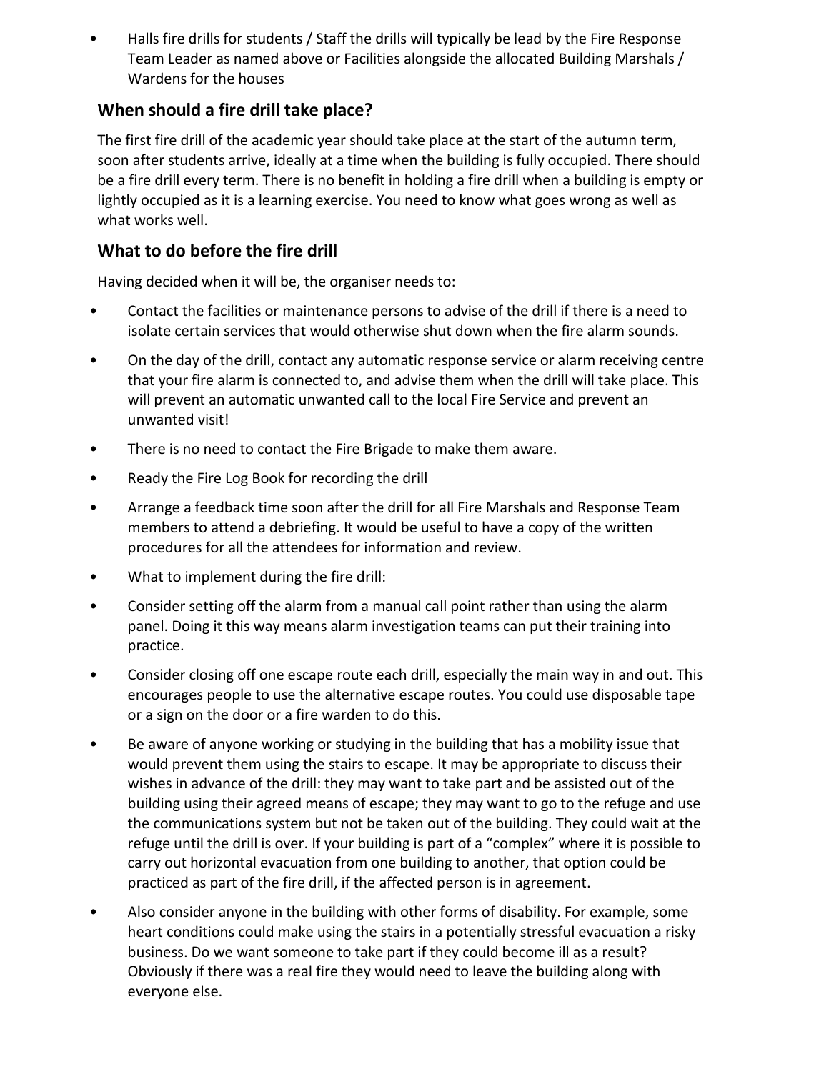- Halls fire drills for students / Staff the drills will typically be lead by the Fire Response Team Leader as named above or Facilities alongside the allocated Building Marshals / Wardens for the houses

## When should a fire drill take place?

The first fire drill of the academic year should take place at the start of the autumn term, soon after students arrive, ideally at a time when the building is fully occupied. There should be a fire drill every term. There is no benefit in holding a fire drill when a building is empty or lightly occupied as it is a learning exercise. You need to know what goes wrong as well as what works well.

## What to do before the fire drill

Having decided when it will be, the organiser needs to:

- Contact the facilities or maintenance persons to advise of the drill if there is a need to isolate certain services that would otherwise shut down when the fire alarm sounds.
- On the day of the drill, contact any automatic response service or alarm receiving centre that your fire alarm is connected to, and advise them when the drill will take place. This will prevent an automatic unwanted call to the local Fire Service and prevent an unwanted visit!
- There is no need to contact the Fire Brigade to make them aware.
- Ready the Fire Log Book for recording the drill
- Arrange a feedback time soon after the drill for all Fire Marshals and Response Team members to attend a debriefing. It would be useful to have a copy of the written procedures for all the attendees for information and review.
- What to implement during the fire drill:
- Consider setting off the alarm from a manual call point rather than using the alarm panel. Doing it this way means alarm investigation teams can put their training into practice.
- Consider closing off one escape route each drill, especially the main way in and out. This encourages people to use the alternative escape routes. You could use disposable tape or a sign on the door or a fire warden to do this.
- Be aware of anyone working or studying in the building that has a mobility issue that would prevent them using the stairs to escape. It may be appropriate to discuss their wishes in advance of the drill: they may want to take part and be assisted out of the building using their agreed means of escape; they may want to go to the refuge and use the communications system but not be taken out of the building. They could wait at the refuge until the drill is over. If your building is part of a "complex" where it is possible to carry out horizontal evacuation from one building to another, that option could be practiced as part of the fire drill, if the affected person is in agreement.
- Also consider anyone in the building with other forms of disability. For example, some heart conditions could make using the stairs in a potentially stressful evacuation a risky business. Do we want someone to take part if they could become ill as a result? Obviously if there was a real fire they would need to leave the building along with everyone else.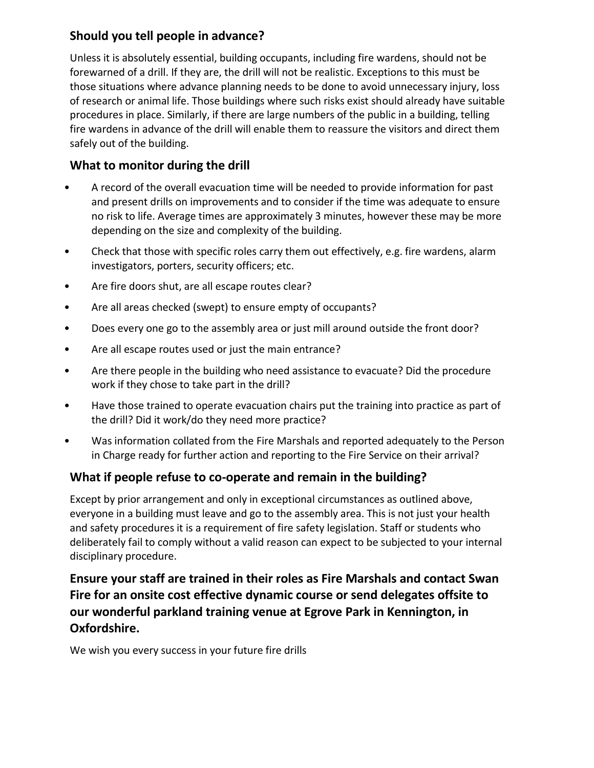## Should you tell people in advance?

Unless it is absolutely essential, building occupants, including fire wardens, should not be forewarned of a drill. If they are, the drill will not be realistic. Exceptions to this must be those situations where advance planning needs to be done to avoid unnecessary injury, loss of research or animal life. Those buildings where such risks exist should already have suitable procedures in place. Similarly, if there are large numbers of the public in a building, telling fire wardens in advance of the drill will enable them to reassure the visitors and direct them safely out of the building.

## What to monitor during the drill

- A record of the overall evacuation time will be needed to provide information for past and present drills on improvements and to consider if the time was adequate to ensure no risk to life. Average times are approximately 3 minutes, however these may be more depending on the size and complexity of the building.
- Check that those with specific roles carry them out effectively, e.g. fire wardens, alarm investigators, porters, security officers; etc.
- Are fire doors shut, are all escape routes clear?
- Are all areas checked (swept) to ensure empty of occupants?
- Does every one go to the assembly area or just mill around outside the front door?
- Are all escape routes used or just the main entrance?
- Are there people in the building who need assistance to evacuate? Did the procedure work if they chose to take part in the drill?
- Have those trained to operate evacuation chairs put the training into practice as part of the drill? Did it work/do they need more practice?
- Was information collated from the Fire Marshals and reported adequately to the Person in Charge ready for further action and reporting to the Fire Service on their arrival?

## What if people refuse to co-operate and remain in the building?

Except by prior arrangement and only in exceptional circumstances as outlined above, everyone in a building must leave and go to the assembly area. This is not just your health and safety procedures it is a requirement of fire safety legislation. Staff or students who deliberately fail to comply without a valid reason can expect to be subjected to your internal disciplinary procedure.

## Ensure your staff are trained in their roles as Fire Marshals and contact Swan Fire for an onsite cost effective dynamic course or send delegates offsite to our wonderful parkland training venue at Egrove Park in Kennington, in Oxfordshire.

We wish you every success in your future fire drills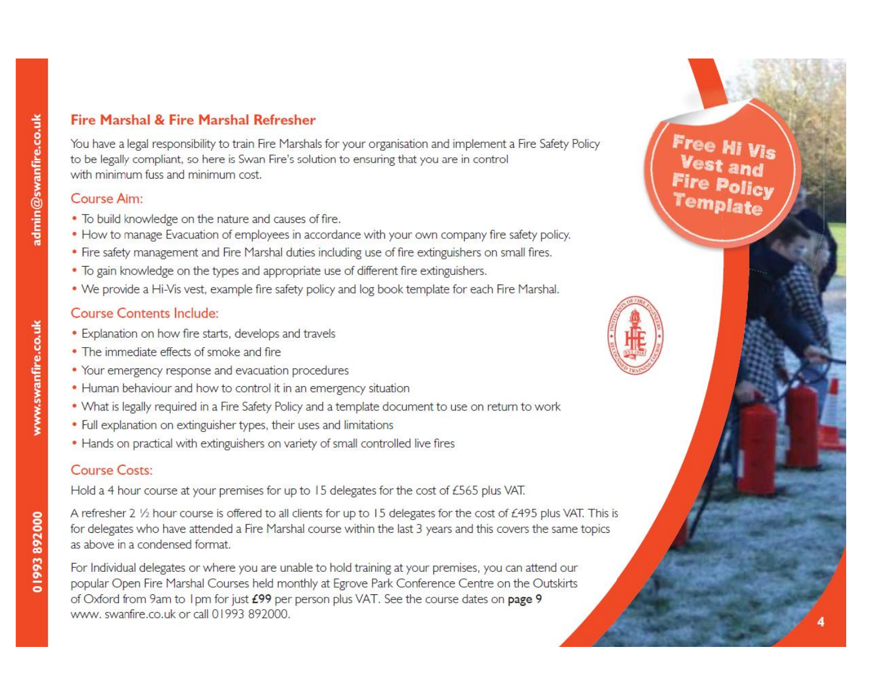## Fire Marshal & Fire Marshal Refresher

You have a legal responsibility to train Fire Marshals for your organisation and implement a Fire Safety Policy to be legally compliant, so here is Swan Fire's solution to ensuring that you are in control with minimum fuss and minimum cost.

### Course Aim:

- To build knowledge on the nature and causes of fire.
- How to manage Evacuation of employees in accordance with your own company fire safety policy.
- Fire safety management and Fire Marshal duties including use of fire extinguishers on small fires.
- To gain knowledge on the types and appropriate use of different fire extinguishers.
- We provide a Hi-Vis vest, example fire safety policy and log book template for each Fire Marshal.

### Course Contents Include:

- Explanation on how fire starts, develops and travels
- The immediate effects of smoke and fire
- Your emergency response and evacuation procedures
- Human behaviour and how to control it in an emergency situation
- What is legally required in a Fire Safety Policy and a template document to use on return to work
- Full explanation on extinguisher types, their uses and limitations
- Hands on practical with extinguishers on variety of small controlled live fires

### Course Costs:

Hold a 4 hour course at your premises for up to 15 delegates for the cost of £565 plus VAT.

A refresher 2 ½ hour course is offered to all clients for up to 15 delegates for the cost of £495 plus VAT. This is for delegates who have attended a Fire Marshal course within the last 3 years and this covers the same topics as above in a condensed format.

For Individual delegates or where you are unable to hold training at your premises, you can attend our popular Open Fire Marshal Courses held monthly at Egrove Park Conference Centre on the Outskirts of Oxford from 9am to 1pm for just **£99** per person plus VAT. See the course dates on **page 9** www. swanfire.co.uk or call 01993 892000.

**Free Hi Vis Vest and Fire Policy Template**

admin@swanfire.co.uk

www.swanfire.co.uk

01993 892000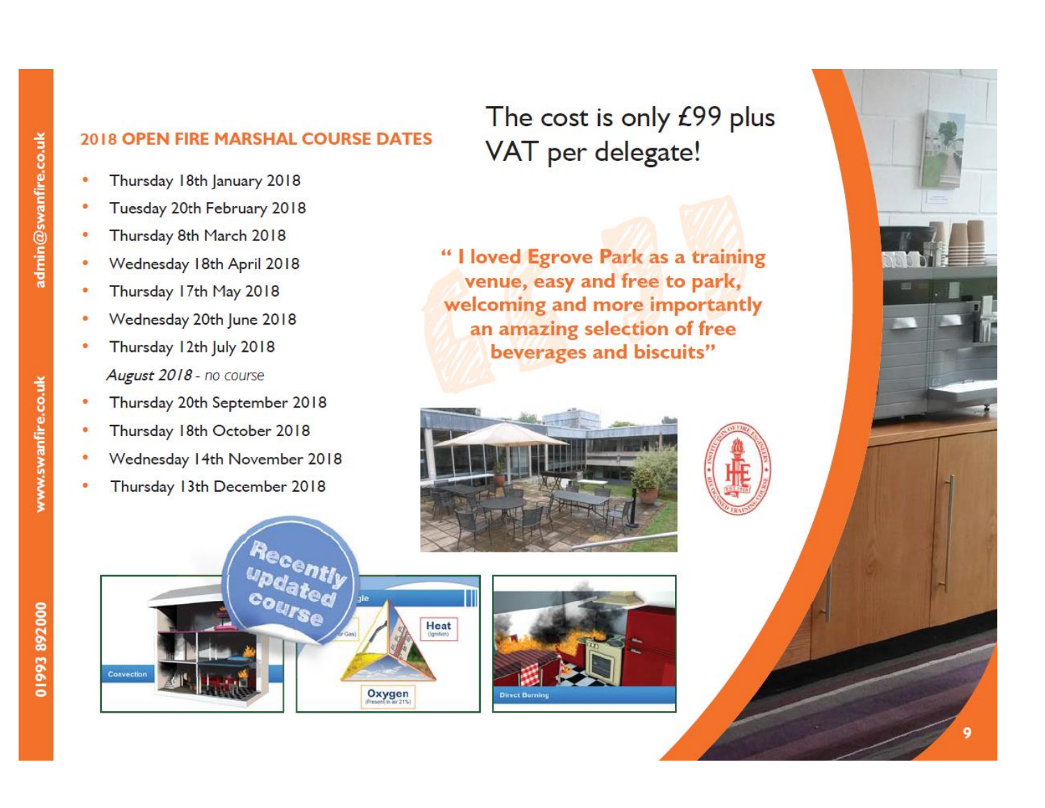## 2018 OPEN FIRE MARSHAL COURSE DATES

- Thursday 18th January 2018
- Tuesday 20th February 2018
- Thursday 8th March 2018
- Wednesday 18th April 2018
- Thursday 17th May 2018
- Wednesday 20th June 2018
- Thursday 12th July 2018

*August 2018* - no course

- Thursday 20th September 2018
- Thursday 18th October 2018
- Wednesday 14th November 2018
- Thursday 13th December 2018

The cost is only £99 plus VAT per delegate!

**" I loved Egrove Park as a training venue, easy and free to park, welcoming and more importantly an amazing selection of free beverages and biscuits"**

Recently updated course

admin@swanfire.co.uk

www.swanfire.co.uk

01993 892000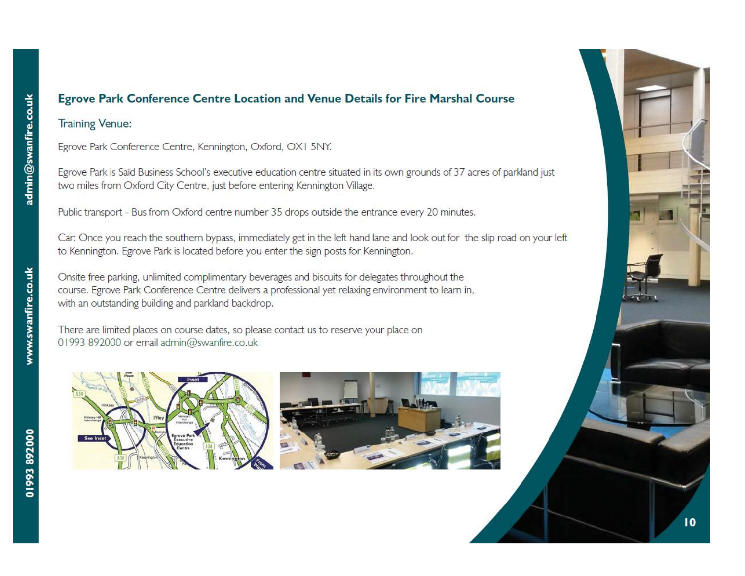## Egrove Park Conference Centre Location and Venue Details for Fire Marshal Course

### Training Venue:

Egrove Park Conference Centre, Kennington, Oxford, OX1 5NY.

Egrove Park is Saïd Business School's executive education centre situated in its own grounds of 37 acres of parkland just two miles from Oxford City Centre, just before entering Kennington Village.

Public transport - Bus from Oxford centre number 35 drops outside the entrance every 20 minutes.

Car: Once you reach the southern bypass, immediately get in the left hand lane and look out for the slip road on your left to Kennington. Egrove Park is located before you enter the sign posts for Kennington.

Onsite free parking, unlimited complimentary beverages and biscuits for delegates throughout the course. Egrove Park Conference Centre delivers a professional yet relaxing environment to learn in, with an outstanding building and parkland backdrop.

There are limited places on course dates, so please contact us to reserve your place on 01993 892000 or email admin@swanfire.co.uk